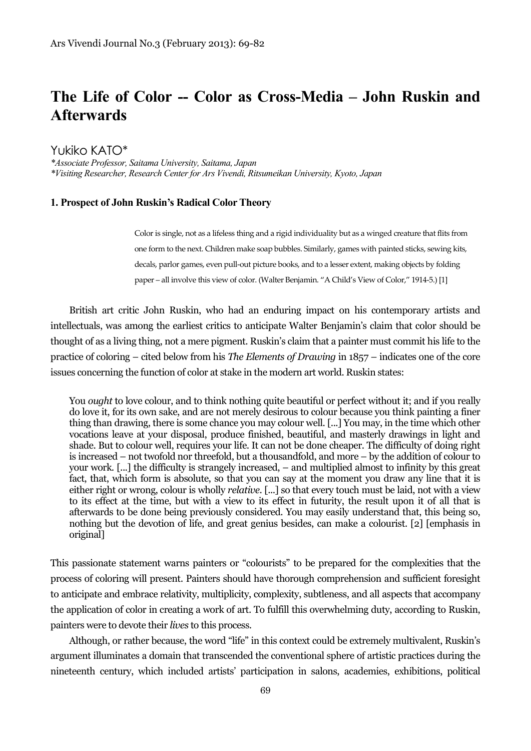# The Life of Color -- Color as Cross-Media – John Ruskin and Afterwards

Yukiko KATO*

*\*Associate Professor, Saitama University, Saitama, Japan*
*\*Visiting Researcher, Research Center for Ars Vivendi, Ritsumeikan University, Kyoto, Japan*

### 1. Prospect of John Ruskin's Radical Color Theory

> Color is single, not as a lifeless thing and a rigid individuality but as a winged creature that flits from one form to the next. Children make soap bubbles. Similarly, games with painted sticks, sewing kits, decals, parlor games, even pull-out picture books, and to a lesser extent, making objects by folding paper – all involve this view of color. (Walter Benjamin. "A Child's View of Color," 1914-5.) [1]

British art critic John Ruskin, who had an enduring impact on his contemporary artists and intellectuals, was among the earliest critics to anticipate Walter Benjamin's claim that color should be thought of as a living thing, not a mere pigment. Ruskin's claim that a painter must commit his life to the practice of coloring – cited below from his *The Elements of Drawing* in 1857 – indicates one of the core issues concerning the function of color at stake in the modern art world. Ruskin states:

> You *ought* to love colour, and to think nothing quite beautiful or perfect without it; and if you really do love it, for its own sake, and are not merely desirous to colour because you think painting a finer thing than drawing, there is some chance you may colour well. [...] You may, in the time which other vocations leave at your disposal, produce finished, beautiful, and masterly drawings in light and shade. But to colour well, requires your life. It can not be done cheaper. The difficulty of doing right is increased – not twofold nor threefold, but a thousandfold, and more – by the addition of colour to your work. [...] the difficulty is strangely increased, – and multiplied almost to infinity by this great fact, that, which form is absolute, so that you can say at the moment you draw any line that it is either right or wrong, colour is wholly *relative*. [...] so that every touch must be laid, not with a view to its effect at the time, but with a view to its effect in futurity, the result upon it of all that is afterwards to be done being previously considered. You may easily understand that, this being so, nothing but the devotion of life, and great genius besides, can make a colourist. [2] [emphasis in original]

This passionate statement warns painters or "colourists" to be prepared for the complexities that the process of coloring will present. Painters should have thorough comprehension and sufficient foresight to anticipate and embrace relativity, multiplicity, complexity, subtleness, and all aspects that accompany the application of color in creating a work of art. To fulfill this overwhelming duty, according to Ruskin, painters were to devote their *lives* to this process.

Although, or rather because, the word "life" in this context could be extremely multivalent, Ruskin's argument illuminates a domain that transcended the conventional sphere of artistic practices during the nineteenth century, which included artists' participation in salons, academies, exhibitions, political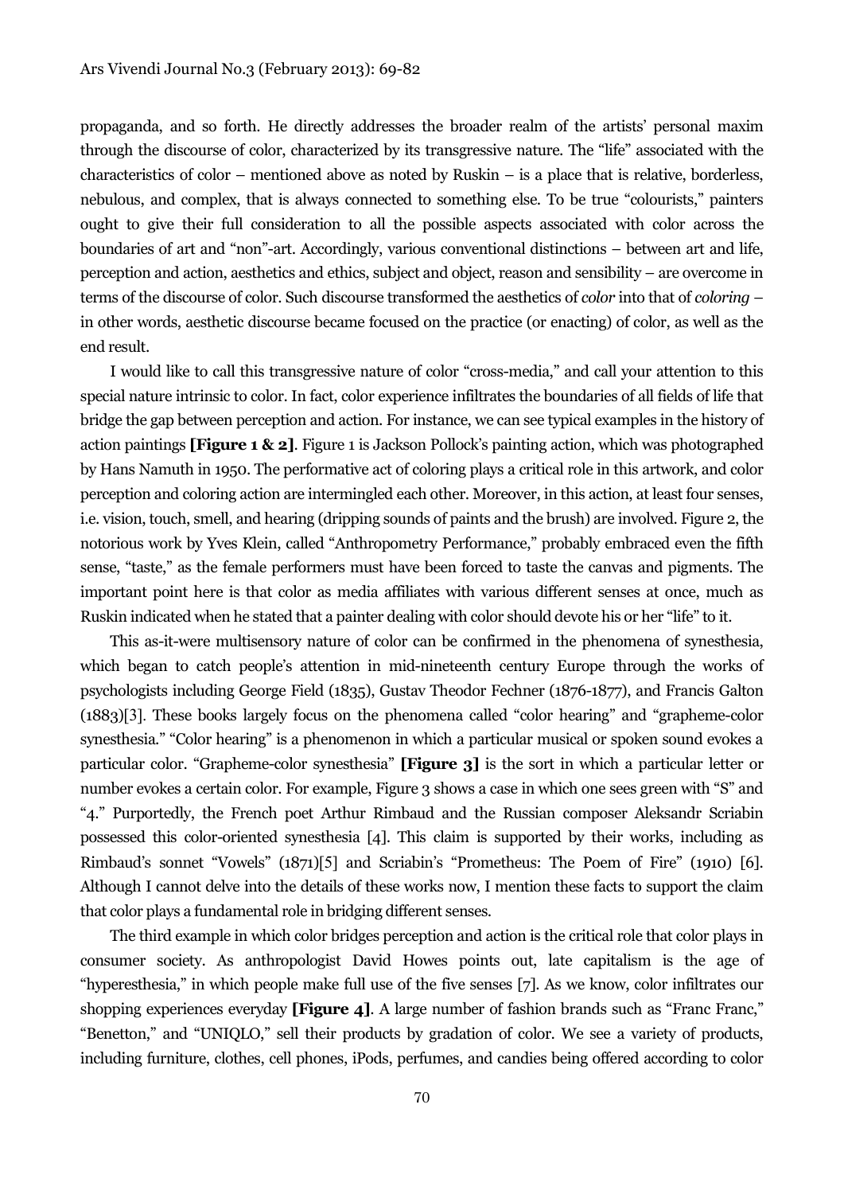propaganda, and so forth. He directly addresses the broader realm of the artists' personal maxim through the discourse of color, characterized by its transgressive nature. The "life" associated with the characteristics of color – mentioned above as noted by Ruskin – is a place that is relative, borderless, nebulous, and complex, that is always connected to something else. To be true "colourists," painters ought to give their full consideration to all the possible aspects associated with color across the boundaries of art and "non"-art. Accordingly, various conventional distinctions – between art and life, perception and action, aesthetics and ethics, subject and object, reason and sensibility – are overcome in terms of the discourse of color. Such discourse transformed the aesthetics of *color* into that of *coloring* – in other words, aesthetic discourse became focused on the practice (or enacting) of color, as well as the end result.

I would like to call this transgressive nature of color "cross-media," and call your attention to this special nature intrinsic to color. In fact, color experience infiltrates the boundaries of all fields of life that bridge the gap between perception and action. For instance, we can see typical examples in the history of action paintings **[Figure 1 & 2]**. Figure 1 is Jackson Pollock's painting action, which was photographed by Hans Namuth in 1950. The performative act of coloring plays a critical role in this artwork, and color perception and coloring action are intermingled each other. Moreover, in this action, at least four senses, i.e. vision, touch, smell, and hearing (dripping sounds of paints and the brush) are involved. Figure 2, the notorious work by Yves Klein, called "Anthropometry Performance," probably embraced even the fifth sense, "taste," as the female performers must have been forced to taste the canvas and pigments. The important point here is that color as media affiliates with various different senses at once, much as Ruskin indicated when he stated that a painter dealing with color should devote his or her "life" to it.

This as-it-were multisensory nature of color can be confirmed in the phenomena of synesthesia, which began to catch people's attention in mid-nineteenth century Europe through the works of psychologists including George Field (1835), Gustav Theodor Fechner (1876-1877), and Francis Galton (1883)[3]. These books largely focus on the phenomena called "color hearing" and "grapheme-color synesthesia." "Color hearing" is a phenomenon in which a particular musical or spoken sound evokes a particular color. "Grapheme-color synesthesia" **[Figure 3]** is the sort in which a particular letter or number evokes a certain color. For example, Figure 3 shows a case in which one sees green with "S" and "4." Purportedly, the French poet Arthur Rimbaud and the Russian composer Aleksandr Scriabin possessed this color-oriented synesthesia [4]. This claim is supported by their works, including as Rimbaud's sonnet "Vowels" (1871)[5] and Scriabin's "Prometheus: The Poem of Fire" (1910) [6]. Although I cannot delve into the details of these works now, I mention these facts to support the claim that color plays a fundamental role in bridging different senses.

The third example in which color bridges perception and action is the critical role that color plays in consumer society. As anthropologist David Howes points out, late capitalism is the age of "hyperesthesia," in which people make full use of the five senses [7]. As we know, color infiltrates our shopping experiences everyday **[Figure 4]**. A large number of fashion brands such as "Franc Franc," "Benetton," and "UNIQLO," sell their products by gradation of color. We see a variety of products, including furniture, clothes, cell phones, iPods, perfumes, and candies being offered according to color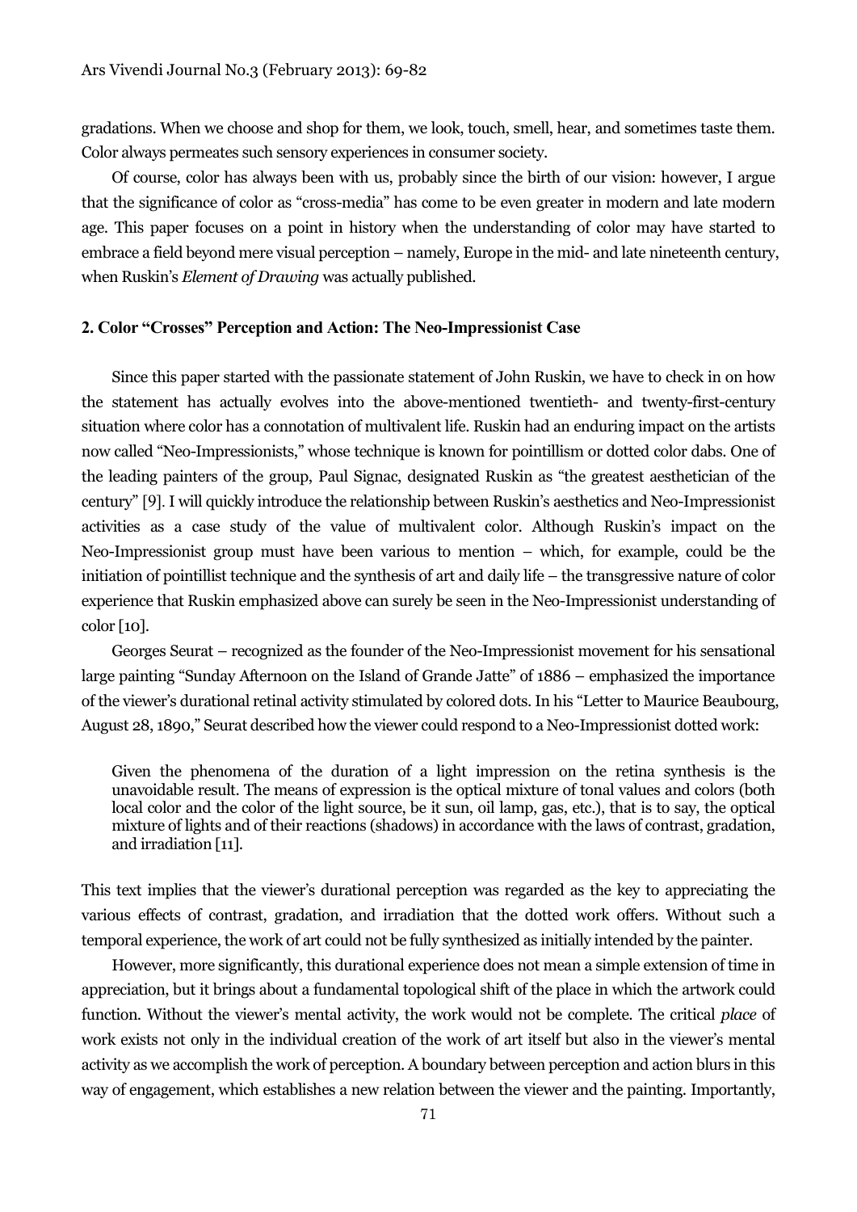gradations. When we choose and shop for them, we look, touch, smell, hear, and sometimes taste them. Color always permeates such sensory experiences in consumer society.

Of course, color has always been with us, probably since the birth of our vision: however, I argue that the significance of color as "cross-media" has come to be even greater in modern and late modern age. This paper focuses on a point in history when the understanding of color may have started to embrace a field beyond mere visual perception – namely, Europe in the mid- and late nineteenth century, when Ruskin's *Element of Drawing* was actually published.

## 2. Color "Crosses" Perception and Action: The Neo-Impressionist Case

Since this paper started with the passionate statement of John Ruskin, we have to check in on how the statement has actually evolves into the above-mentioned twentieth- and twenty-first-century situation where color has a connotation of multivalent life. Ruskin had an enduring impact on the artists now called "Neo-Impressionists," whose technique is known for pointillism or dotted color dabs. One of the leading painters of the group, Paul Signac, designated Ruskin as "the greatest aesthetician of the century" [9]. I will quickly introduce the relationship between Ruskin's aesthetics and Neo-Impressionist activities as a case study of the value of multivalent color. Although Ruskin's impact on the Neo-Impressionist group must have been various to mention – which, for example, could be the initiation of pointillist technique and the synthesis of art and daily life – the transgressive nature of color experience that Ruskin emphasized above can surely be seen in the Neo-Impressionist understanding of color [10].

Georges Seurat – recognized as the founder of the Neo-Impressionist movement for his sensational large painting "Sunday Afternoon on the Island of Grande Jatte" of 1886 – emphasized the importance of the viewer's durational retinal activity stimulated by colored dots. In his "Letter to Maurice Beaubourg, August 28, 1890," Seurat described how the viewer could respond to a Neo-Impressionist dotted work:

> Given the phenomena of the duration of a light impression on the retina synthesis is the unavoidable result. The means of expression is the optical mixture of tonal values and colors (both local color and the color of the light source, be it sun, oil lamp, gas, etc.), that is to say, the optical mixture of lights and of their reactions (shadows) in accordance with the laws of contrast, gradation, and irradiation [11].

This text implies that the viewer's durational perception was regarded as the key to appreciating the various effects of contrast, gradation, and irradiation that the dotted work offers. Without such a temporal experience, the work of art could not be fully synthesized as initially intended by the painter.

However, more significantly, this durational experience does not mean a simple extension of time in appreciation, but it brings about a fundamental topological shift of the place in which the artwork could function. Without the viewer's mental activity, the work would not be complete. The critical *place* of work exists not only in the individual creation of the work of art itself but also in the viewer's mental activity as we accomplish the work of perception. A boundary between perception and action blurs in this way of engagement, which establishes a new relation between the viewer and the painting. Importantly,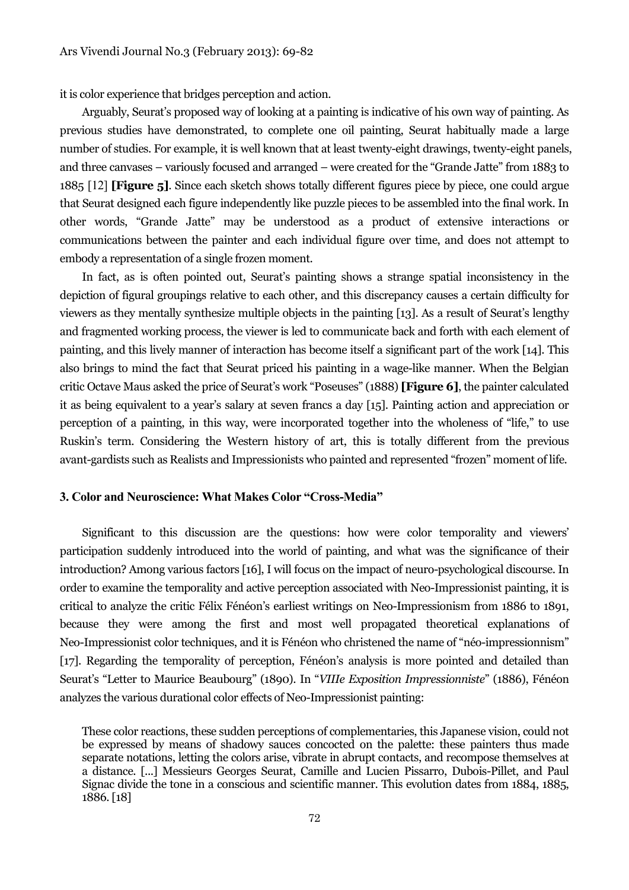it is color experience that bridges perception and action.

Arguably, Seurat's proposed way of looking at a painting is indicative of his own way of painting. As previous studies have demonstrated, to complete one oil painting, Seurat habitually made a large number of studies. For example, it is well known that at least twenty-eight drawings, twenty-eight panels, and three canvases – variously focused and arranged – were created for the "Grande Jatte" from 1883 to 1885 [12] **[Figure 5]**. Since each sketch shows totally different figures piece by piece, one could argue that Seurat designed each figure independently like puzzle pieces to be assembled into the final work. In other words, "Grande Jatte" may be understood as a product of extensive interactions or communications between the painter and each individual figure over time, and does not attempt to embody a representation of a single frozen moment.

In fact, as is often pointed out, Seurat's painting shows a strange spatial inconsistency in the depiction of figural groupings relative to each other, and this discrepancy causes a certain difficulty for viewers as they mentally synthesize multiple objects in the painting [13]. As a result of Seurat's lengthy and fragmented working process, the viewer is led to communicate back and forth with each element of painting, and this lively manner of interaction has become itself a significant part of the work [14]. This also brings to mind the fact that Seurat priced his painting in a wage-like manner. When the Belgian critic Octave Maus asked the price of Seurat's work "Poseuses" (1888) **[Figure 6]**, the painter calculated it as being equivalent to a year's salary at seven francs a day [15]. Painting action and appreciation or perception of a painting, in this way, were incorporated together into the wholeness of "life," to use Ruskin's term. Considering the Western history of art, this is totally different from the previous avant-gardists such as Realists and Impressionists who painted and represented "frozen" moment of life.

### 3. Color and Neuroscience: What Makes Color "Cross-Media"

Significant to this discussion are the questions: how were color temporality and viewers' participation suddenly introduced into the world of painting, and what was the significance of their introduction? Among various factors [16], I will focus on the impact of neuro-psychological discourse. In order to examine the temporality and active perception associated with Neo-Impressionist painting, it is critical to analyze the critic Félix Fénéon's earliest writings on Neo-Impressionism from 1886 to 1891, because they were among the first and most well propagated theoretical explanations of Neo-Impressionist color techniques, and it is Fénéon who christened the name of "néo-impressionnism" [17]. Regarding the temporality of perception, Fénéon's analysis is more pointed and detailed than Seurat's "Letter to Maurice Beaubourg" (1890). In "*VIIIe Exposition Impressionniste*" (1886), Fénéon analyzes the various durational color effects of Neo-Impressionist painting:

> These color reactions, these sudden perceptions of complementaries, this Japanese vision, could not be expressed by means of shadowy sauces concocted on the palette: these painters thus made separate notations, letting the colors arise, vibrate in abrupt contacts, and recompose themselves at a distance. [...] Messieurs Georges Seurat, Camille and Lucien Pissarro, Dubois-Pillet, and Paul Signac divide the tone in a conscious and scientific manner. This evolution dates from 1884, 1885, 1886. [18]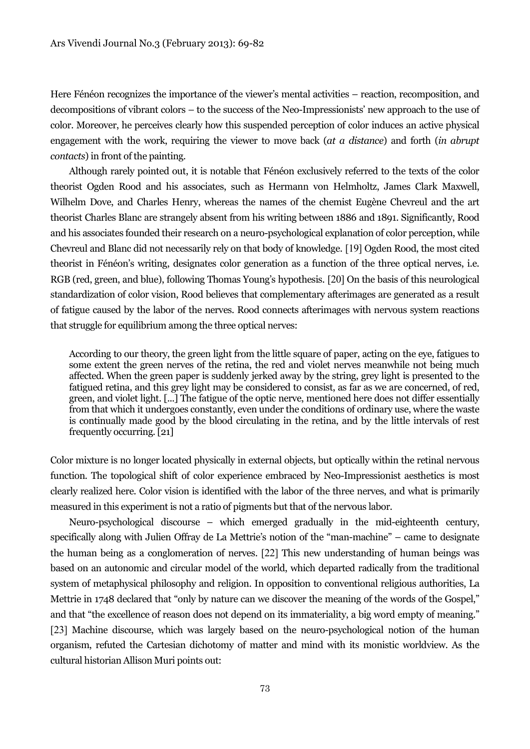Here Fénéon recognizes the importance of the viewer's mental activities – reaction, recomposition, and decompositions of vibrant colors – to the success of the Neo-Impressionists' new approach to the use of color. Moreover, he perceives clearly how this suspended perception of color induces an active physical engagement with the work, requiring the viewer to move back (*at a distance*) and forth (*in abrupt contacts*) in front of the painting.

Although rarely pointed out, it is notable that Fénéon exclusively referred to the texts of the color theorist Ogden Rood and his associates, such as Hermann von Helmholtz, James Clark Maxwell, Wilhelm Dove, and Charles Henry, whereas the names of the chemist Eugène Chevreul and the art theorist Charles Blanc are strangely absent from his writing between 1886 and 1891. Significantly, Rood and his associates founded their research on a neuro-psychological explanation of color perception, while Chevreul and Blanc did not necessarily rely on that body of knowledge. [19] Ogden Rood, the most cited theorist in Fénéon's writing, designates color generation as a function of the three optical nerves, i.e. RGB (red, green, and blue), following Thomas Young's hypothesis. [20] On the basis of this neurological standardization of color vision, Rood believes that complementary afterimages are generated as a result of fatigue caused by the labor of the nerves. Rood connects afterimages with nervous system reactions that struggle for equilibrium among the three optical nerves:

> According to our theory, the green light from the little square of paper, acting on the eye, fatigues to some extent the green nerves of the retina, the red and violet nerves meanwhile not being much affected. When the green paper is suddenly jerked away by the string, grey light is presented to the fatigued retina, and this grey light may be considered to consist, as far as we are concerned, of red, green, and violet light. [...] The fatigue of the optic nerve, mentioned here does not differ essentially from that which it undergoes constantly, even under the conditions of ordinary use, where the waste is continually made good by the blood circulating in the retina, and by the little intervals of rest frequently occurring. [21]

Color mixture is no longer located physically in external objects, but optically within the retinal nervous function. The topological shift of color experience embraced by Neo-Impressionist aesthetics is most clearly realized here. Color vision is identified with the labor of the three nerves, and what is primarily measured in this experiment is not a ratio of pigments but that of the nervous labor.

Neuro-psychological discourse – which emerged gradually in the mid-eighteenth century, specifically along with Julien Offray de La Mettrie's notion of the "man-machine" – came to designate the human being as a conglomeration of nerves. [22] This new understanding of human beings was based on an autonomic and circular model of the world, which departed radically from the traditional system of metaphysical philosophy and religion. In opposition to conventional religious authorities, La Mettrie in 1748 declared that "only by nature can we discover the meaning of the words of the Gospel," and that "the excellence of reason does not depend on its immateriality, a big word empty of meaning." [23] Machine discourse, which was largely based on the neuro-psychological notion of the human organism, refuted the Cartesian dichotomy of matter and mind with its monistic worldview. As the cultural historian Allison Muri points out: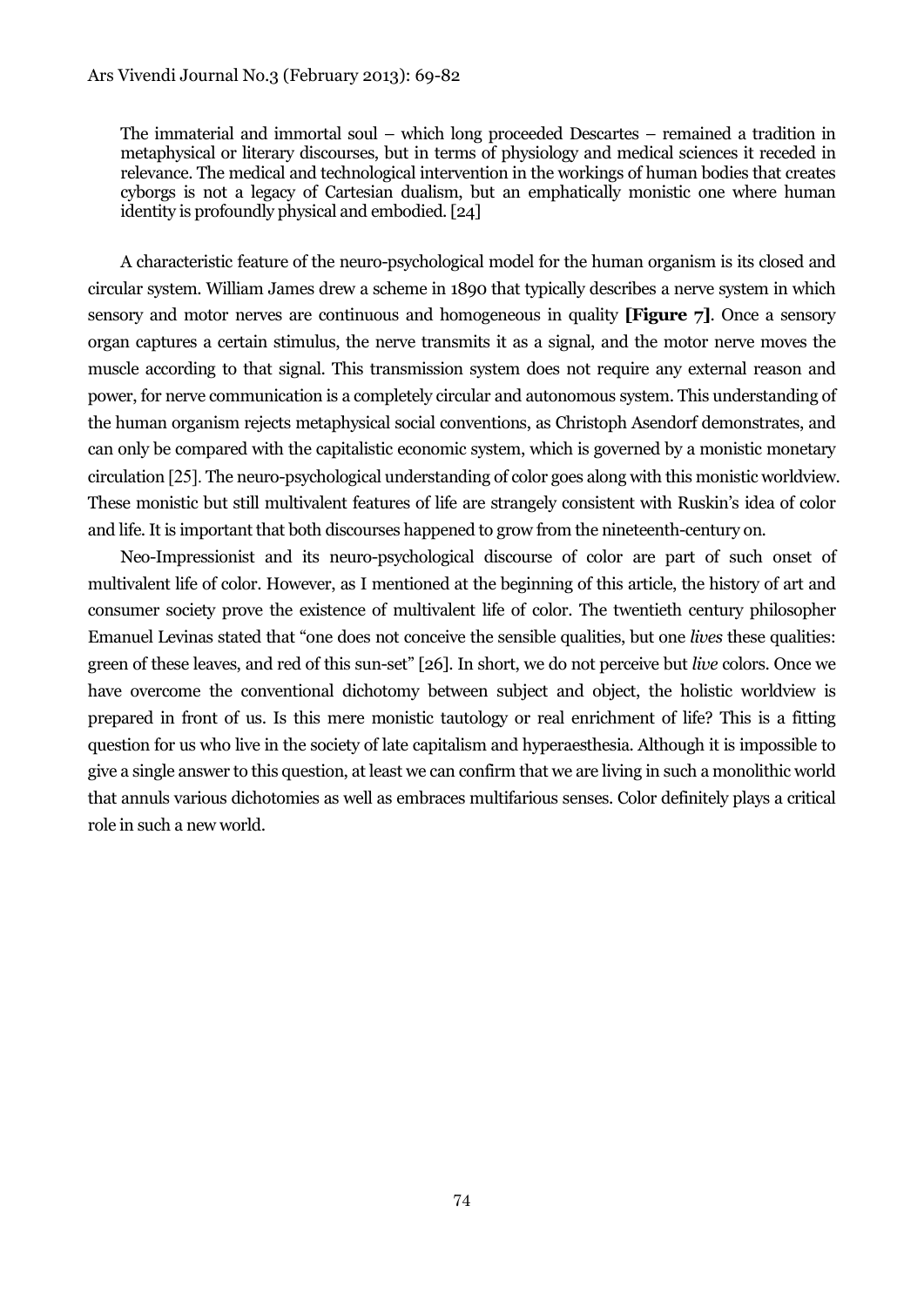> The immaterial and immortal soul – which long proceeded Descartes – remained a tradition in metaphysical or literary discourses, but in terms of physiology and medical sciences it receded in relevance. The medical and technological intervention in the workings of human bodies that creates cyborgs is not a legacy of Cartesian dualism, but an emphatically monistic one where human identity is profoundly physical and embodied. [24]

A characteristic feature of the neuro-psychological model for the human organism is its closed and circular system. William James drew a scheme in 1890 that typically describes a nerve system in which sensory and motor nerves are continuous and homogeneous in quality **[Figure 7]**. Once a sensory organ captures a certain stimulus, the nerve transmits it as a signal, and the motor nerve moves the muscle according to that signal. This transmission system does not require any external reason and power, for nerve communication is a completely circular and autonomous system. This understanding of the human organism rejects metaphysical social conventions, as Christoph Asendorf demonstrates, and can only be compared with the capitalistic economic system, which is governed by a monistic monetary circulation [25]. The neuro-psychological understanding of color goes along with this monistic worldview. These monistic but still multivalent features of life are strangely consistent with Ruskin's idea of color and life. It is important that both discourses happened to grow from the nineteenth-century on.

Neo-Impressionist and its neuro-psychological discourse of color are part of such onset of multivalent life of color. However, as I mentioned at the beginning of this article, the history of art and consumer society prove the existence of multivalent life of color. The twentieth century philosopher Emanuel Levinas stated that "one does not conceive the sensible qualities, but one *lives* these qualities: green of these leaves, and red of this sun-set" [26]. In short, we do not perceive but *live* colors. Once we have overcome the conventional dichotomy between subject and object, the holistic worldview is prepared in front of us. Is this mere monistic tautology or real enrichment of life? This is a fitting question for us who live in the society of late capitalism and hyperaesthesia. Although it is impossible to give a single answer to this question, at least we can confirm that we are living in such a monolithic world that annuls various dichotomies as well as embraces multifarious senses. Color definitely plays a critical role in such a new world.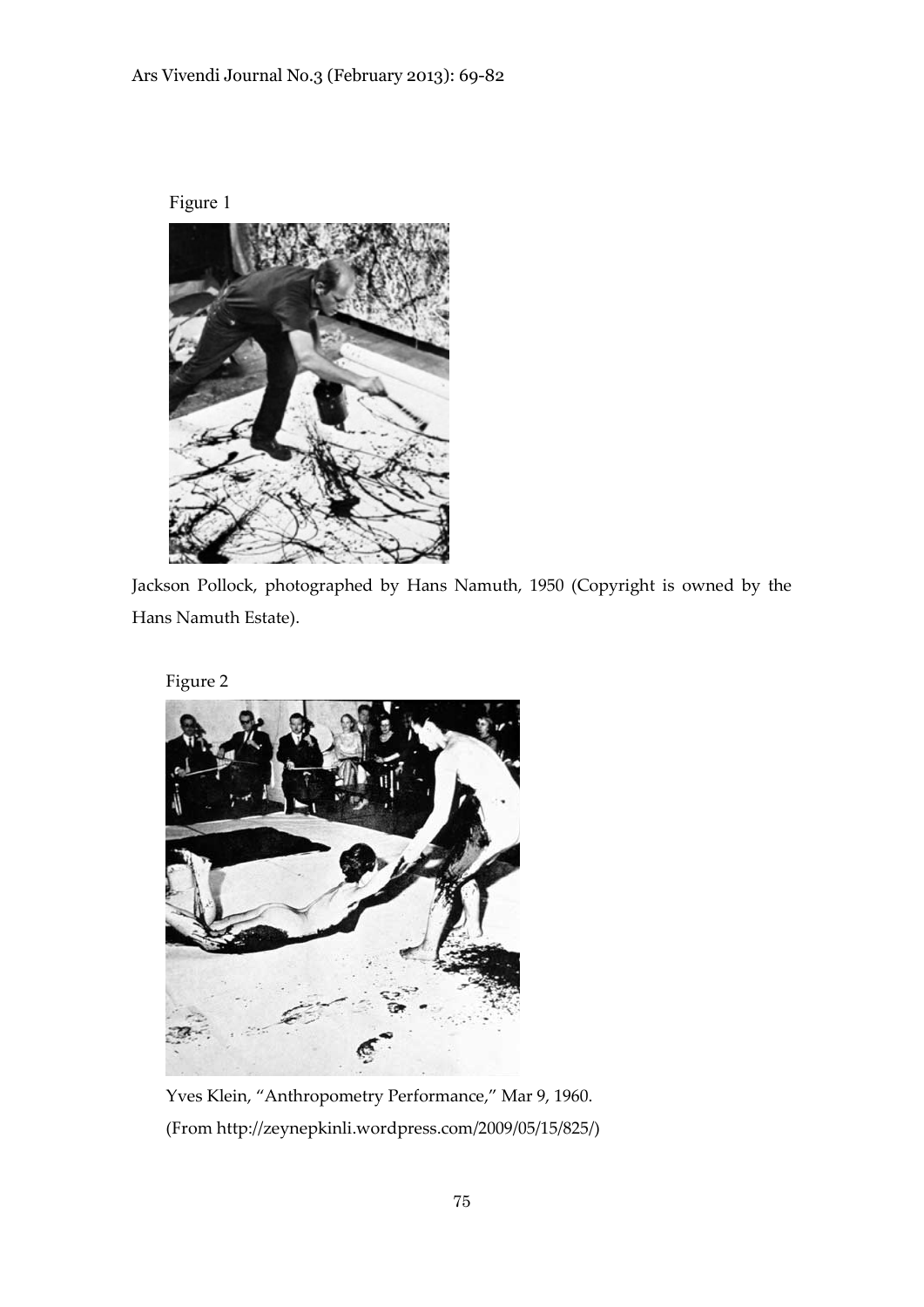Figure 1

Jackson Pollock, photographed by Hans Namuth, 1950 (Copyright is owned by the Hans Namuth Estate).

Figure 2

Yves Klein, "Anthropometry Performance," Mar 9, 1960.
(From http://zeynepkinli.wordpress.com/2009/05/15/825/)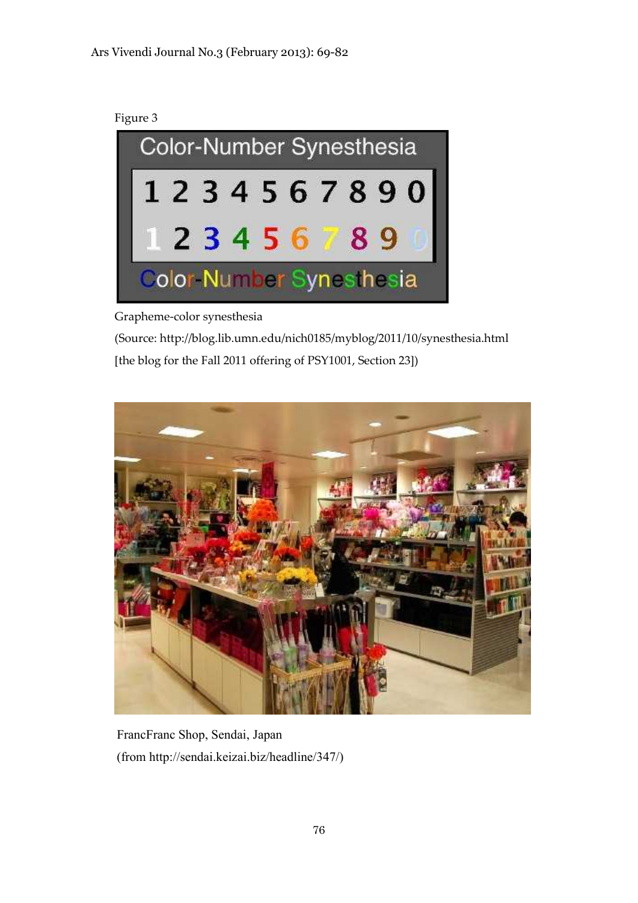Figure 3

Grapheme-color synesthesia

(Source: http://blog.lib.umn.edu/nich0185/myblog/2011/10/synesthesia.html [the blog for the Fall 2011 offering of PSY1001, Section 23])

FrancFranc Shop, Sendai, Japan

(from http://sendai.keizai.biz/headline/347/)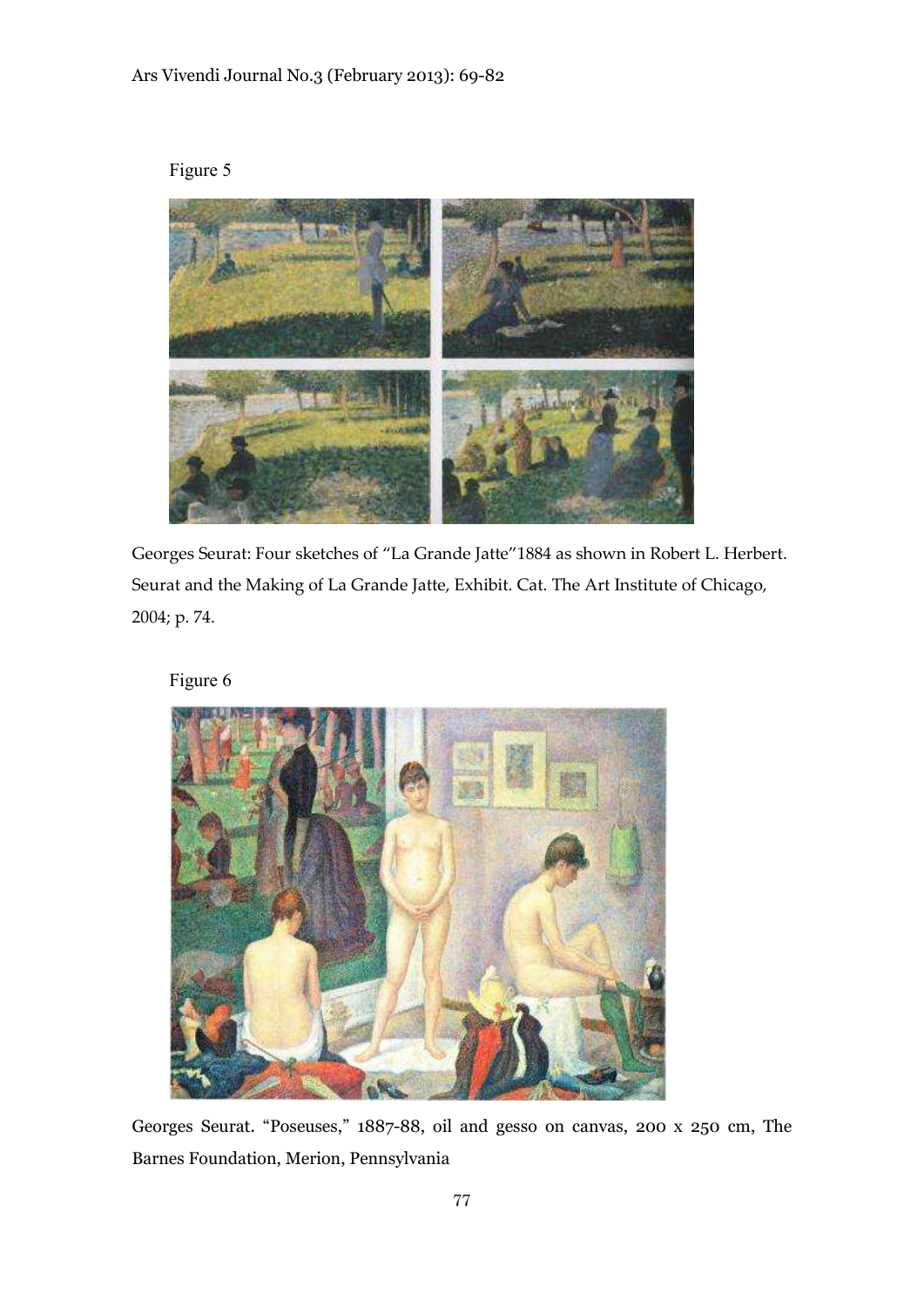Figure 5

Georges Seurat: Four sketches of "La Grande Jatte"1884 as shown in Robert L. Herbert. Seurat and the Making of La Grande Jatte, Exhibit. Cat. The Art Institute of Chicago, 2004; p. 74.

Figure 6

Georges Seurat. "Poseuses," 1887-88, oil and gesso on canvas, 200 x 250 cm, The Barnes Foundation, Merion, Pennsylvania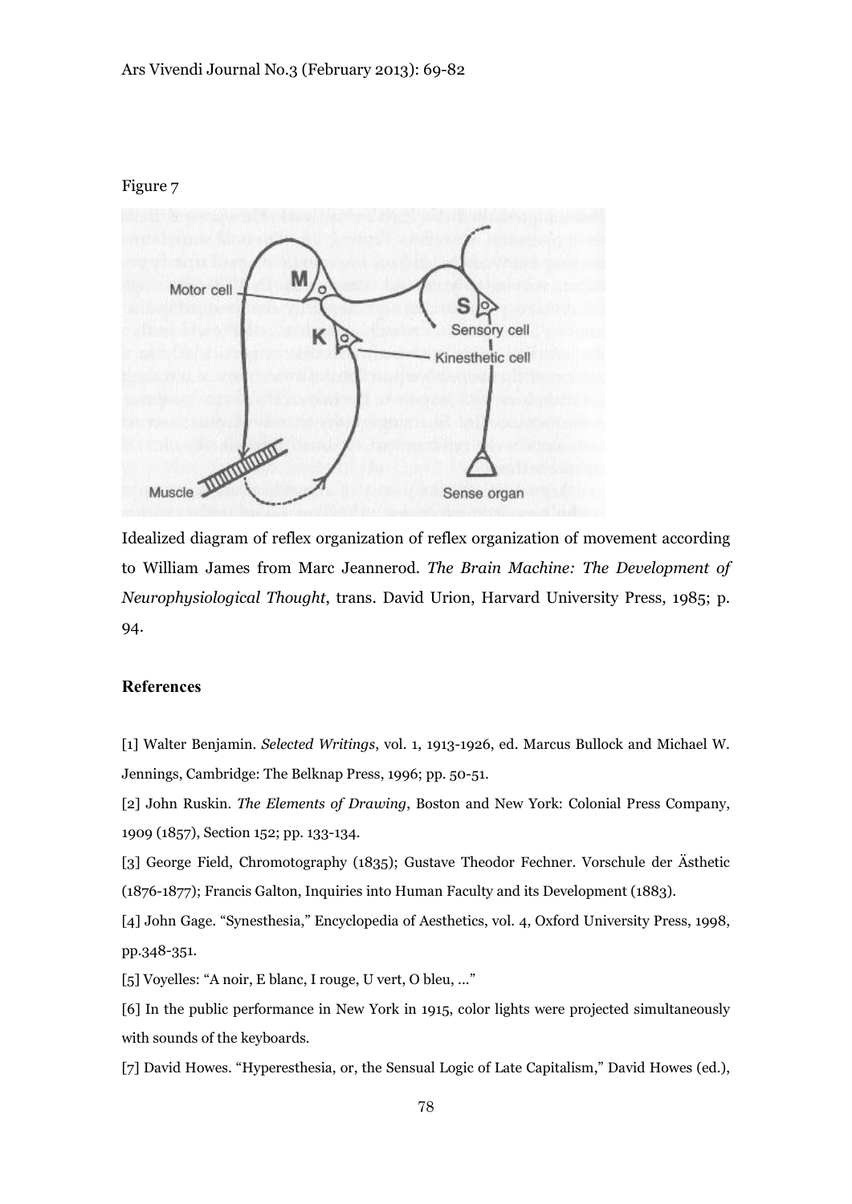Figure 7

Idealized diagram of reflex organization of reflex organization of movement according to William James from Marc Jeannerod. *The Brain Machine: The Development of Neurophysiological Thought*, trans. David Urion, Harvard University Press, 1985; p. 94.

## References

[1] Walter Benjamin. *Selected Writings*, vol. 1, 1913-1926, ed. Marcus Bullock and Michael W. Jennings, Cambridge: The Belknap Press, 1996; pp. 50-51.

[2] John Ruskin. *The Elements of Drawing*, Boston and New York: Colonial Press Company, 1909 (1857), Section 152; pp. 133-134.

[3] George Field, Chromotography (1835); Gustave Theodor Fechner. Vorschule der Ästhetic (1876-1877); Francis Galton, Inquiries into Human Faculty and its Development (1883).

[4] John Gage. "Synesthesia," Encyclopedia of Aesthetics, vol. 4, Oxford University Press, 1998, pp.348-351.

[5] Voyelles: "A noir, E blanc, I rouge, U vert, O bleu, ..."

[6] In the public performance in New York in 1915, color lights were projected simultaneously with sounds of the keyboards.

[7] David Howes. "Hyperesthesia, or, the Sensual Logic of Late Capitalism," David Howes (ed.),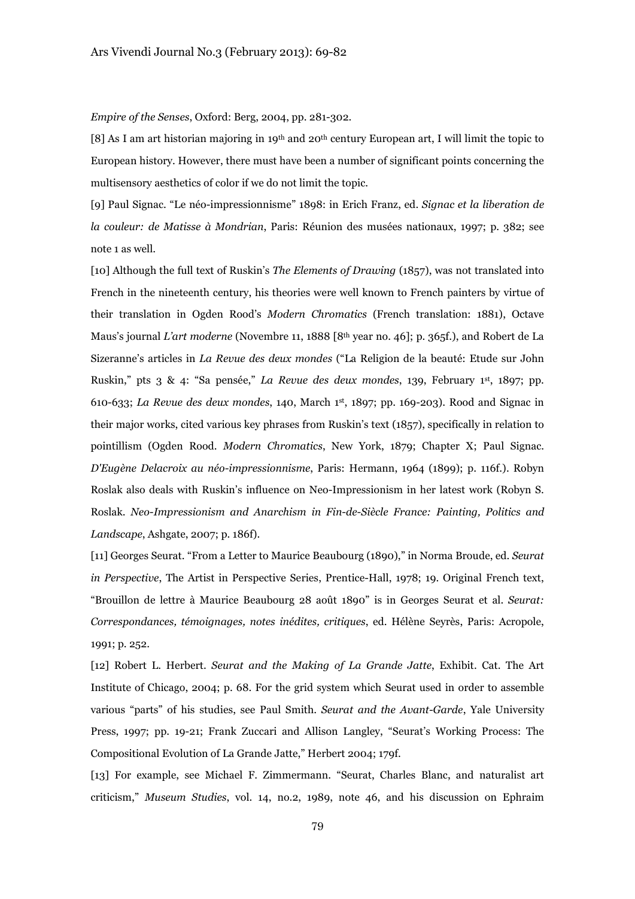*Empire of the Senses*, Oxford: Berg, 2004, pp. 281-302.

[8] As I am art historian majoring in 19th and 20th century European art, I will limit the topic to European history. However, there must have been a number of significant points concerning the multisensory aesthetics of color if we do not limit the topic.

[9] Paul Signac. "Le néo-impressionnisme" 1898: in Erich Franz, ed. *Signac et la liberation de la couleur: de Matisse à Mondrian*, Paris: Réunion des musées nationaux, 1997; p. 382; see note 1 as well.

[10] Although the full text of Ruskin's *The Elements of Drawing* (1857), was not translated into French in the nineteenth century, his theories were well known to French painters by virtue of their translation in Ogden Rood's *Modern Chromatics* (French translation: 1881), Octave Maus's journal *L'art moderne* (Novembre 11, 1888 [8th year no. 46]; p. 365f.), and Robert de La Sizeranne's articles in *La Revue des deux mondes* ("La Religion de la beauté: Etude sur John Ruskin," pts 3 & 4: "Sa pensée," *La Revue des deux mondes*, 139, February 1st, 1897; pp. 610-633; *La Revue des deux mondes*, 140, March 1st, 1897; pp. 169-203). Rood and Signac in their major works, cited various key phrases from Ruskin's text (1857), specifically in relation to pointillism (Ogden Rood. *Modern Chromatics*, New York, 1879; Chapter X; Paul Signac. *D'Eugène Delacroix au néo-impressionnisme*, Paris: Hermann, 1964 (1899); p. 116f.). Robyn Roslak also deals with Ruskin's influence on Neo-Impressionism in her latest work (Robyn S. Roslak. *Neo-Impressionism and Anarchism in Fin-de-Siècle France: Painting, Politics and Landscape*, Ashgate, 2007; p. 186f).

[11] Georges Seurat. "From a Letter to Maurice Beaubourg (1890)," in Norma Broude, ed. *Seurat in Perspective*, The Artist in Perspective Series, Prentice-Hall, 1978; 19. Original French text, "Brouillon de lettre à Maurice Beaubourg 28 août 1890" is in Georges Seurat et al. *Seurat: Correspondances, témoignages, notes inédites, critiques*, ed. Hélène Seyrès, Paris: Acropole, 1991; p. 252.

[12] Robert L. Herbert. *Seurat and the Making of La Grande Jatte*, Exhibit. Cat. The Art Institute of Chicago, 2004; p. 68. For the grid system which Seurat used in order to assemble various "parts" of his studies, see Paul Smith. *Seurat and the Avant-Garde*, Yale University Press, 1997; pp. 19-21; Frank Zuccari and Allison Langley, "Seurat's Working Process: The Compositional Evolution of La Grande Jatte," Herbert 2004; 179f.

[13] For example, see Michael F. Zimmermann. "Seurat, Charles Blanc, and naturalist art criticism," *Museum Studies*, vol. 14, no.2, 1989, note 46, and his discussion on Ephraim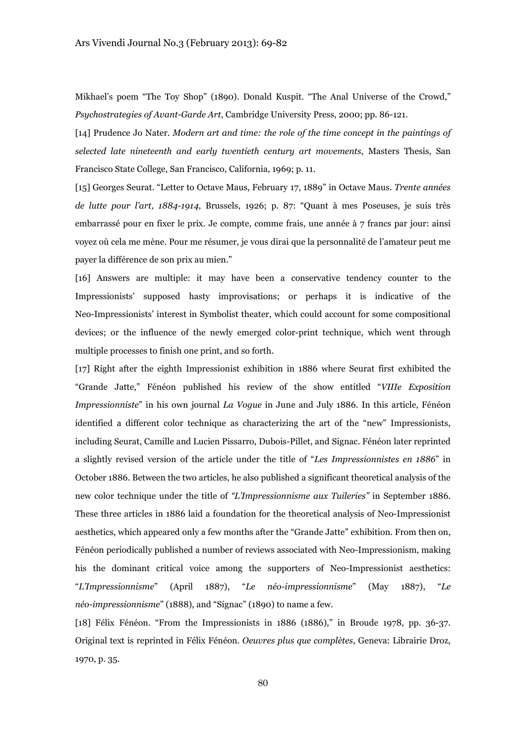Mikhael's poem "The Toy Shop" (1890). Donald Kuspit. "The Anal Universe of the Crowd," *Psychostrategies of Avant-Garde Art*, Cambridge University Press, 2000; pp. 86-121.

[14] Prudence Jo Nater. *Modern art and time: the role of the time concept in the paintings of selected late nineteenth and early twentieth century art movements*, Masters Thesis, San Francisco State College, San Francisco, California, 1969; p. 11.

[15] Georges Seurat. "Letter to Octave Maus, February 17, 1889" in Octave Maus. *Trente années de lutte pour l'art, 1884-1914*, Brussels, 1926; p. 87: "Quant à mes Poseuses, je suis très embarrassé pour en fixer le prix. Je compte, comme frais, une année à 7 francs par jour: ainsi voyez où cela me mène. Pour me résumer, je vous dirai que la personnalité de l'amateur peut me payer la différence de son prix au mien."

[16] Answers are multiple: it may have been a conservative tendency counter to the Impressionists' supposed hasty improvisations; or perhaps it is indicative of the Neo-Impressionists' interest in Symbolist theater, which could account for some compositional devices; or the influence of the newly emerged color-print technique, which went through multiple processes to finish one print, and so forth.

[17] Right after the eighth Impressionist exhibition in 1886 where Seurat first exhibited the "Grande Jatte," Fénéon published his review of the show entitled "*VIIIe Exposition Impressionniste*" in his own journal *La Vogue* in June and July 1886. In this article, Fénéon identified a different color technique as characterizing the art of the "new" Impressionists, including Seurat, Camille and Lucien Pissarro, Dubois-Pillet, and Signac. Fénéon later reprinted a slightly revised version of the article under the title of "*Les Impressionnistes en 1886*" in October 1886. Between the two articles, he also published a significant theoretical analysis of the new color technique under the title of *"L'Impressionnisme aux Tuileries"* in September 1886. These three articles in 1886 laid a foundation for the theoretical analysis of Neo-Impressionist aesthetics, which appeared only a few months after the "Grande Jatte" exhibition. From then on, Fénéon periodically published a number of reviews associated with Neo-Impressionism, making his the dominant critical voice among the supporters of Neo-Impressionist aesthetics: "*L'Impressionnisme*" (April 1887), "*Le néo-impressionnisme*" (May 1887), "*Le néo-impressionnisme*" (1888), and "Signac" (1890) to name a few.

[18] Félix Fénéon. "From the Impressionists in 1886 (1886)," in Broude 1978, pp. 36-37. Original text is reprinted in Félix Fénéon. *Oeuvres plus que complètes*, Geneva: Librairie Droz, 1970, p. 35.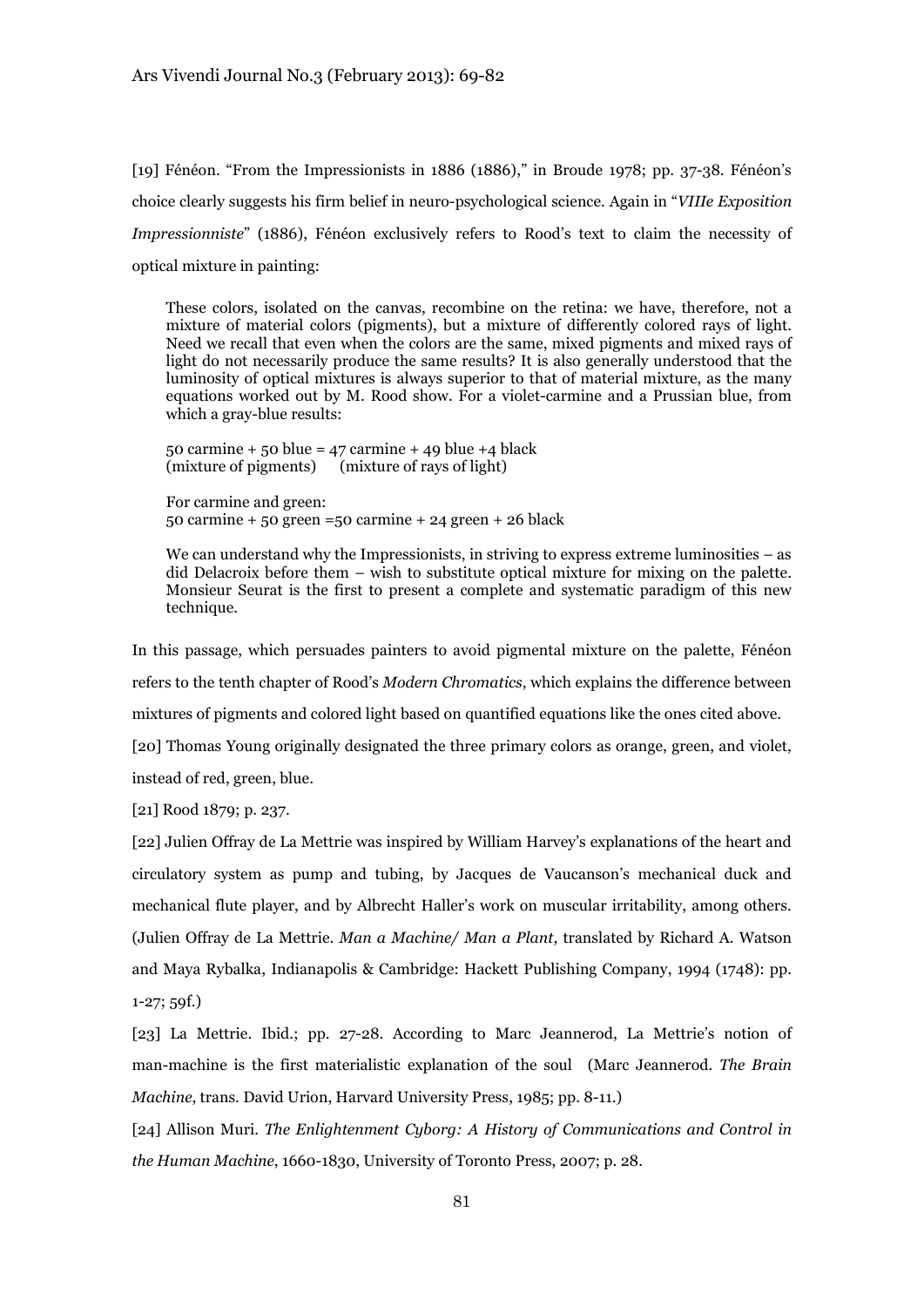[19] Fénéon. "From the Impressionists in 1886 (1886)," in Broude 1978; pp. 37-38. Fénéon's choice clearly suggests his firm belief in neuro-psychological science. Again in "*VIIIe Exposition Impressionniste*" (1886), Fénéon exclusively refers to Rood's text to claim the necessity of optical mixture in painting:

> These colors, isolated on the canvas, recombine on the retina: we have, therefore, not a mixture of material colors (pigments), but a mixture of differently colored rays of light. Need we recall that even when the colors are the same, mixed pigments and mixed rays of light do not necessarily produce the same results? It is also generally understood that the luminosity of optical mixtures is always superior to that of material mixture, as the many equations worked out by M. Rood show. For a violet-carmine and a Prussian blue, from which a gray-blue results:
>
> 50 carmine + 50 blue = 47 carmine + 49 blue +4 black
> (mixture of pigments) (mixture of rays of light)
>
> For carmine and green:
> 50 carmine + 50 green =50 carmine + 24 green + 26 black
>
> We can understand why the Impressionists, in striving to express extreme luminosities – as did Delacroix before them – wish to substitute optical mixture for mixing on the palette. Monsieur Seurat is the first to present a complete and systematic paradigm of this new technique.

In this passage, which persuades painters to avoid pigmental mixture on the palette, Fénéon refers to the tenth chapter of Rood's *Modern Chromatics*, which explains the difference between mixtures of pigments and colored light based on quantified equations like the ones cited above.

[20] Thomas Young originally designated the three primary colors as orange, green, and violet, instead of red, green, blue.

[21] Rood 1879; p. 237.

[22] Julien Offray de La Mettrie was inspired by William Harvey's explanations of the heart and circulatory system as pump and tubing, by Jacques de Vaucanson's mechanical duck and mechanical flute player, and by Albrecht Haller's work on muscular irritability, among others. (Julien Offray de La Mettrie. *Man a Machine/ Man a Plant*, translated by Richard A. Watson and Maya Rybalka, Indianapolis & Cambridge: Hackett Publishing Company, 1994 (1748): pp. 1-27; 59f.)

[23] La Mettrie. Ibid.; pp. 27-28. According to Marc Jeannerod, La Mettrie's notion of man-machine is the first materialistic explanation of the soul (Marc Jeannerod. *The Brain Machine*, trans. David Urion, Harvard University Press, 1985; pp. 8-11.)

[24] Allison Muri. *The Enlightenment Cyborg: A History of Communications and Control in the Human Machine*, 1660-1830, University of Toronto Press, 2007; p. 28.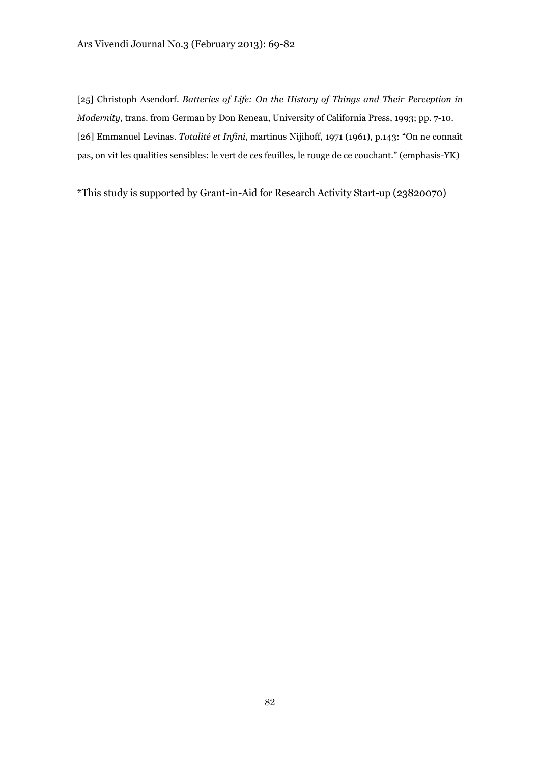[25] Christoph Asendorf. *Batteries of Life: On the History of Things and Their Perception in Modernity*, trans. from German by Don Reneau, University of California Press, 1993; pp. 7-10.
[26] Emmanuel Levinas. *Totalité et Infini*, martinus Nijihoff, 1971 (1961), p.143: "On ne connaît pas, on vit les qualities sensibles: le vert de ces feuilles, le rouge de ce couchant." (emphasis-YK)

*This study is supported by Grant-in-Aid for Research Activity Start-up (23820070)